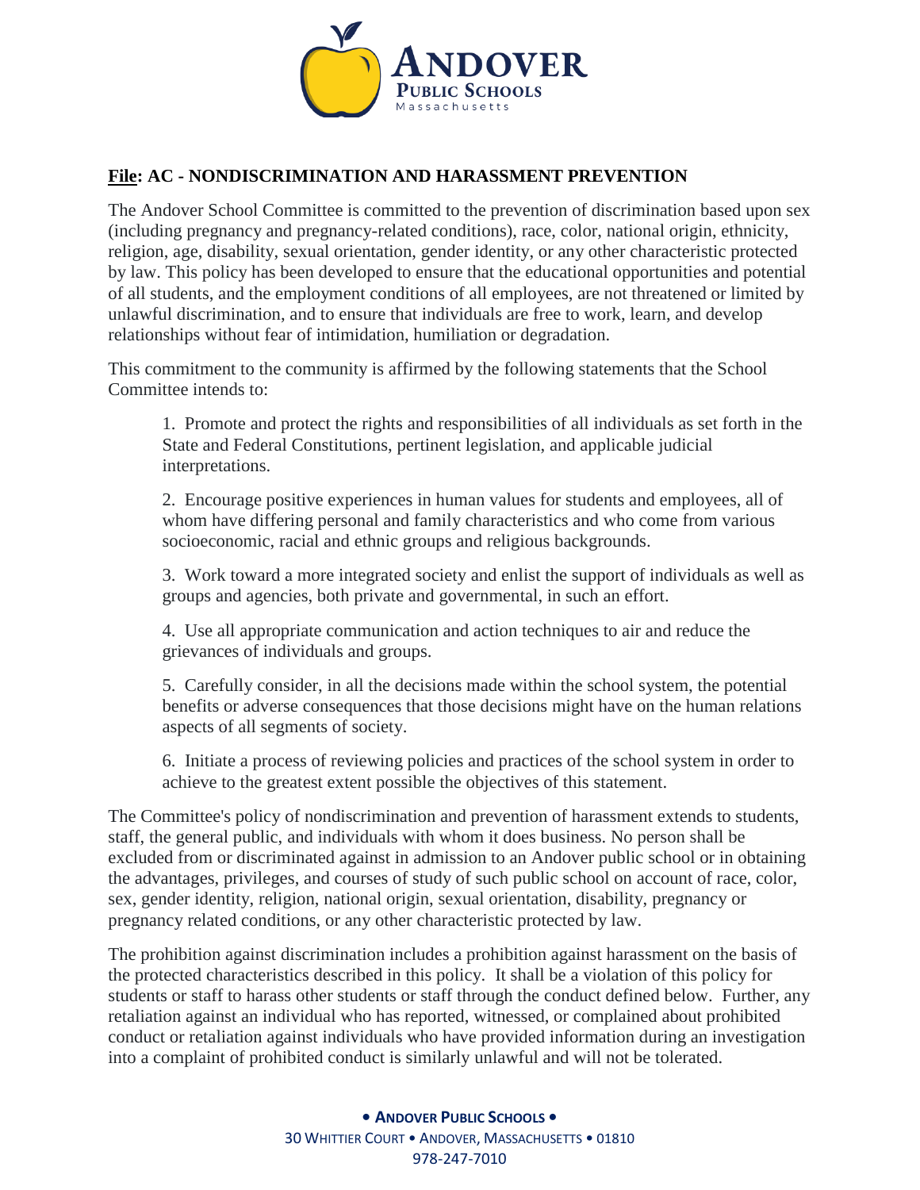## **File: AC - NONDISCRIMINATION AND HARASSMENT PREVENTION**

The Andover School Committee is committed to the prevention of discrimination based upon sex (including pregnancy and pregnancy-related conditions), race, color, national origin, ethnicity, religion, age, disability, sexual orientation, gender identity, or any other characteristic protected by law. This policy has been developed to ensure that the educational opportunities and potential of all students, and the employment conditions of all employees, are not threatened or limited by unlawful discrimination, and to ensure that individuals are free to work, learn, and develop relationships without fear of intimidation, humiliation or degradation.

This commitment to the community is affirmed by the following statements that the School Committee intends to:

1. Promote and protect the rights and responsibilities of all individuals as set forth in the State and Federal Constitutions, pertinent legislation, and applicable judicial interpretations.

2. Encourage positive experiences in human values for students and employees, all of whom have differing personal and family characteristics and who come from various socioeconomic, racial and ethnic groups and religious backgrounds.

3. Work toward a more integrated society and enlist the support of individuals as well as groups and agencies, both private and governmental, in such an effort.

4. Use all appropriate communication and action techniques to air and reduce the grievances of individuals and groups.

5. Carefully consider, in all the decisions made within the school system, the potential benefits or adverse consequences that those decisions might have on the human relations aspects of all segments of society.

6. Initiate a process of reviewing policies and practices of the school system in order to achieve to the greatest extent possible the objectives of this statement.

The Committee's policy of nondiscrimination and prevention of harassment extends to students, staff, the general public, and individuals with whom it does business. No person shall be excluded from or discriminated against in admission to an Andover public school or in obtaining the advantages, privileges, and courses of study of such public school on account of race, color, sex, gender identity, religion, national origin, sexual orientation, disability, pregnancy or pregnancy related conditions, or any other characteristic protected by law.

The prohibition against discrimination includes a prohibition against harassment on the basis of the protected characteristics described in this policy. It shall be a violation of this policy for students or staff to harass other students or staff through the conduct defined below. Further, any retaliation against an individual who has reported, witnessed, or complained about prohibited conduct or retaliation against individuals who have provided information during an investigation into a complaint of prohibited conduct is similarly unlawful and will not be tolerated.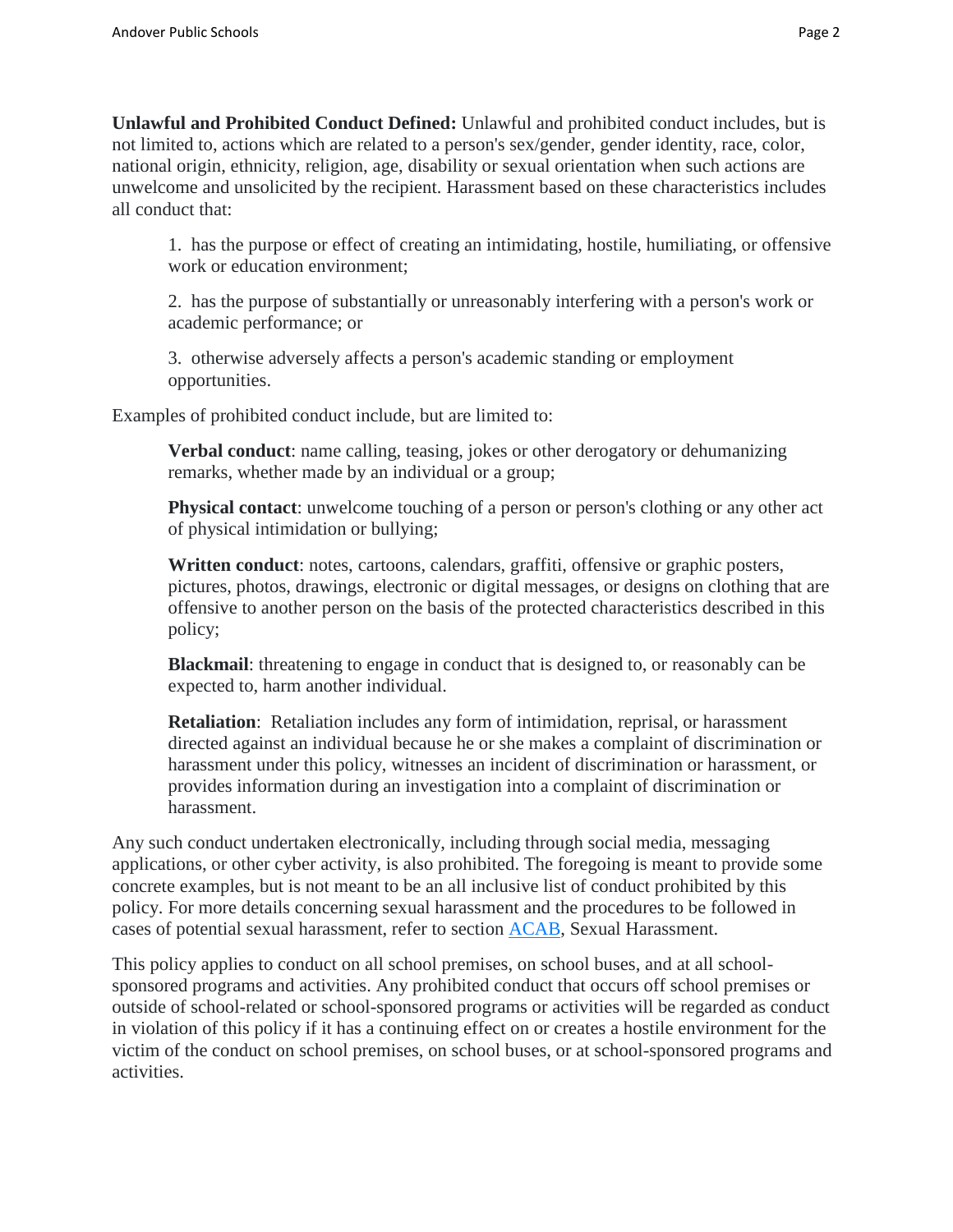**Unlawful and Prohibited Conduct Defined:** Unlawful and prohibited conduct includes, but is not limited to, actions which are related to a person's sex/gender, gender identity, race, color, national origin, ethnicity, religion, age, disability or sexual orientation when such actions are unwelcome and unsolicited by the recipient. Harassment based on these characteristics includes all conduct that:

1. has the purpose or effect of creating an intimidating, hostile, humiliating, or offensive work or education environment;
2. has the purpose of substantially or unreasonably interfering with a person's work or academic performance; or
3. otherwise adversely affects a person's academic standing or employment opportunities.

Examples of prohibited conduct include, but are limited to:

> **Verbal conduct**: name calling, teasing, jokes or other derogatory or dehumanizing remarks, whether made by an individual or a group;
>
> **Physical contact**: unwelcome touching of a person or person's clothing or any other act of physical intimidation or bullying;
>
> **Written conduct**: notes, cartoons, calendars, graffiti, offensive or graphic posters, pictures, photos, drawings, electronic or digital messages, or designs on clothing that are offensive to another person on the basis of the protected characteristics described in this policy;
>
> **Blackmail**: threatening to engage in conduct that is designed to, or reasonably can be expected to, harm another individual.
>
> **Retaliation**: Retaliation includes any form of intimidation, reprisal, or harassment directed against an individual because he or she makes a complaint of discrimination or harassment under this policy, witnesses an incident of discrimination or harassment, or provides information during an investigation into a complaint of discrimination or harassment.

Any such conduct undertaken electronically, including through social media, messaging applications, or other cyber activity, is also prohibited. The foregoing is meant to provide some concrete examples, but is not meant to be an all inclusive list of conduct prohibited by this policy. For more details concerning sexual harassment and the procedures to be followed in cases of potential sexual harassment, refer to section ACAB, Sexual Harassment.

This policy applies to conduct on all school premises, on school buses, and at all school-sponsored programs and activities. Any prohibited conduct that occurs off school premises or outside of school-related or school-sponsored programs or activities will be regarded as conduct in violation of this policy if it has a continuing effect on or creates a hostile environment for the victim of the conduct on school premises, on school buses, or at school-sponsored programs and activities.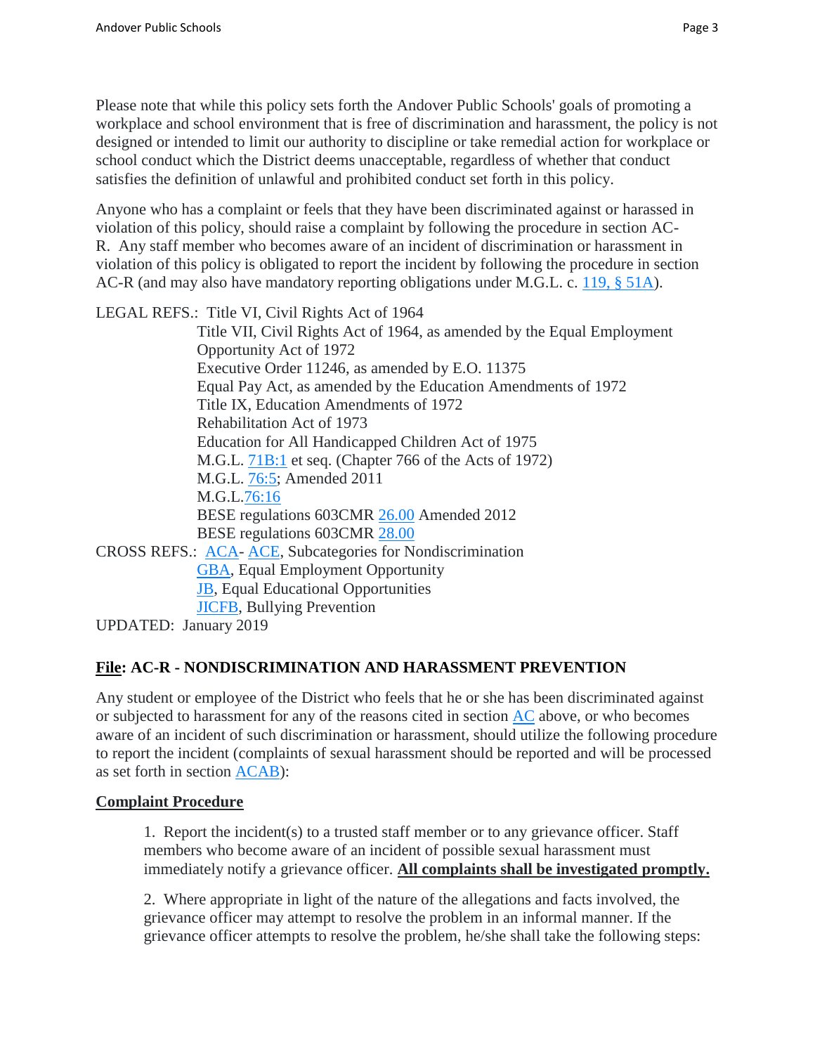Please note that while this policy sets forth the Andover Public Schools' goals of promoting a workplace and school environment that is free of discrimination and harassment, the policy is not designed or intended to limit our authority to discipline or take remedial action for workplace or school conduct which the District deems unacceptable, regardless of whether that conduct satisfies the definition of unlawful and prohibited conduct set forth in this policy.

Anyone who has a complaint or feels that they have been discriminated against or harassed in violation of this policy, should raise a complaint by following the procedure in section AC-R. Any staff member who becomes aware of an incident of discrimination or harassment in violation of this policy is obligated to report the incident by following the procedure in section AC-R (and may also have mandatory reporting obligations under M.G.L. c. 119, § 51A).

LEGAL REFS.: Title VI, Civil Rights Act of 1964
Title VII, Civil Rights Act of 1964, as amended by the Equal Employment Opportunity Act of 1972
Executive Order 11246, as amended by E.O. 11375
Equal Pay Act, as amended by the Education Amendments of 1972
Title IX, Education Amendments of 1972
Rehabilitation Act of 1973
Education for All Handicapped Children Act of 1975
M.G.L. 71B:1 et seq. (Chapter 766 of the Acts of 1972)
M.G.L. 76:5; Amended 2011
M.G.L.76:16
BESE regulations 603CMR 26.00 Amended 2012
BESE regulations 603CMR 28.00

CROSS REFS.: ACA- ACE, Subcategories for Nondiscrimination
GBA, Equal Employment Opportunity
JB, Equal Educational Opportunities
JICFB, Bullying Prevention

UPDATED: January 2019

## File: AC-R - NONDISCRIMINATION AND HARASSMENT PREVENTION

Any student or employee of the District who feels that he or she has been discriminated against or subjected to harassment for any of the reasons cited in section AC above, or who becomes aware of an incident of such discrimination or harassment, should utilize the following procedure to report the incident (complaints of sexual harassment should be reported and will be processed as set forth in section ACAB):

### Complaint Procedure

1. Report the incident(s) to a trusted staff member or to any grievance officer. Staff members who become aware of an incident of possible sexual harassment must immediately notify a grievance officer. **All complaints shall be investigated promptly.**

2. Where appropriate in light of the nature of the allegations and facts involved, the grievance officer may attempt to resolve the problem in an informal manner. If the grievance officer attempts to resolve the problem, he/she shall take the following steps: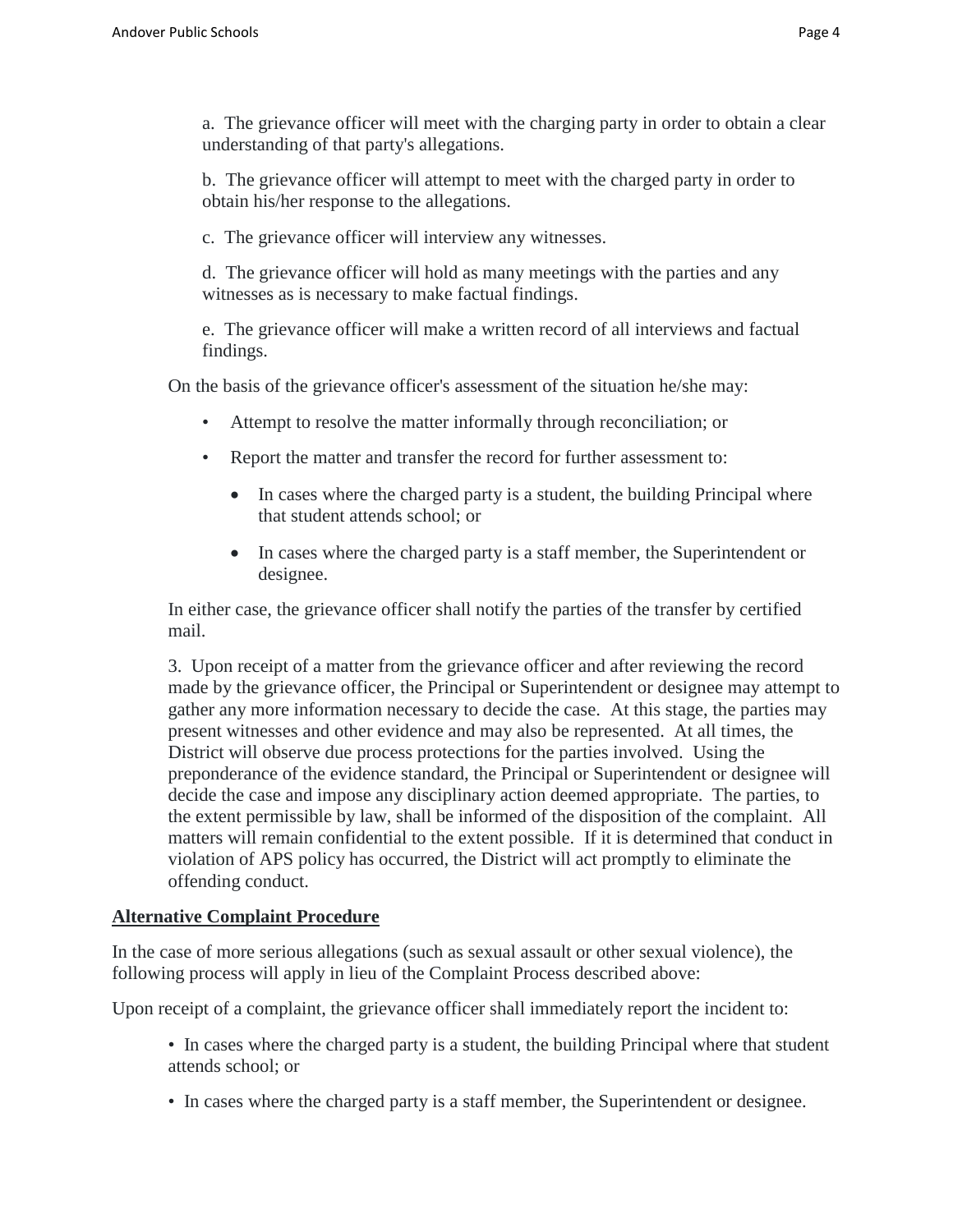a. The grievance officer will meet with the charging party in order to obtain a clear understanding of that party's allegations.

b. The grievance officer will attempt to meet with the charged party in order to obtain his/her response to the allegations.

c. The grievance officer will interview any witnesses.

d. The grievance officer will hold as many meetings with the parties and any witnesses as is necessary to make factual findings.

e. The grievance officer will make a written record of all interviews and factual findings.

On the basis of the grievance officer's assessment of the situation he/she may:

- Attempt to resolve the matter informally through reconciliation; or
- Report the matter and transfer the record for further assessment to:
  - In cases where the charged party is a student, the building Principal where that student attends school; or
  - In cases where the charged party is a staff member, the Superintendent or designee.

In either case, the grievance officer shall notify the parties of the transfer by certified mail.

3. Upon receipt of a matter from the grievance officer and after reviewing the record made by the grievance officer, the Principal or Superintendent or designee may attempt to gather any more information necessary to decide the case. At this stage, the parties may present witnesses and other evidence and may also be represented. At all times, the District will observe due process protections for the parties involved. Using the preponderance of the evidence standard, the Principal or Superintendent or designee will decide the case and impose any disciplinary action deemed appropriate. The parties, to the extent permissible by law, shall be informed of the disposition of the complaint. All matters will remain confidential to the extent possible. If it is determined that conduct in violation of APS policy has occurred, the District will act promptly to eliminate the offending conduct.

**Alternative Complaint Procedure**

In the case of more serious allegations (such as sexual assault or other sexual violence), the following process will apply in lieu of the Complaint Process described above:

Upon receipt of a complaint, the grievance officer shall immediately report the incident to:

- In cases where the charged party is a student, the building Principal where that student attends school; or
- In cases where the charged party is a staff member, the Superintendent or designee.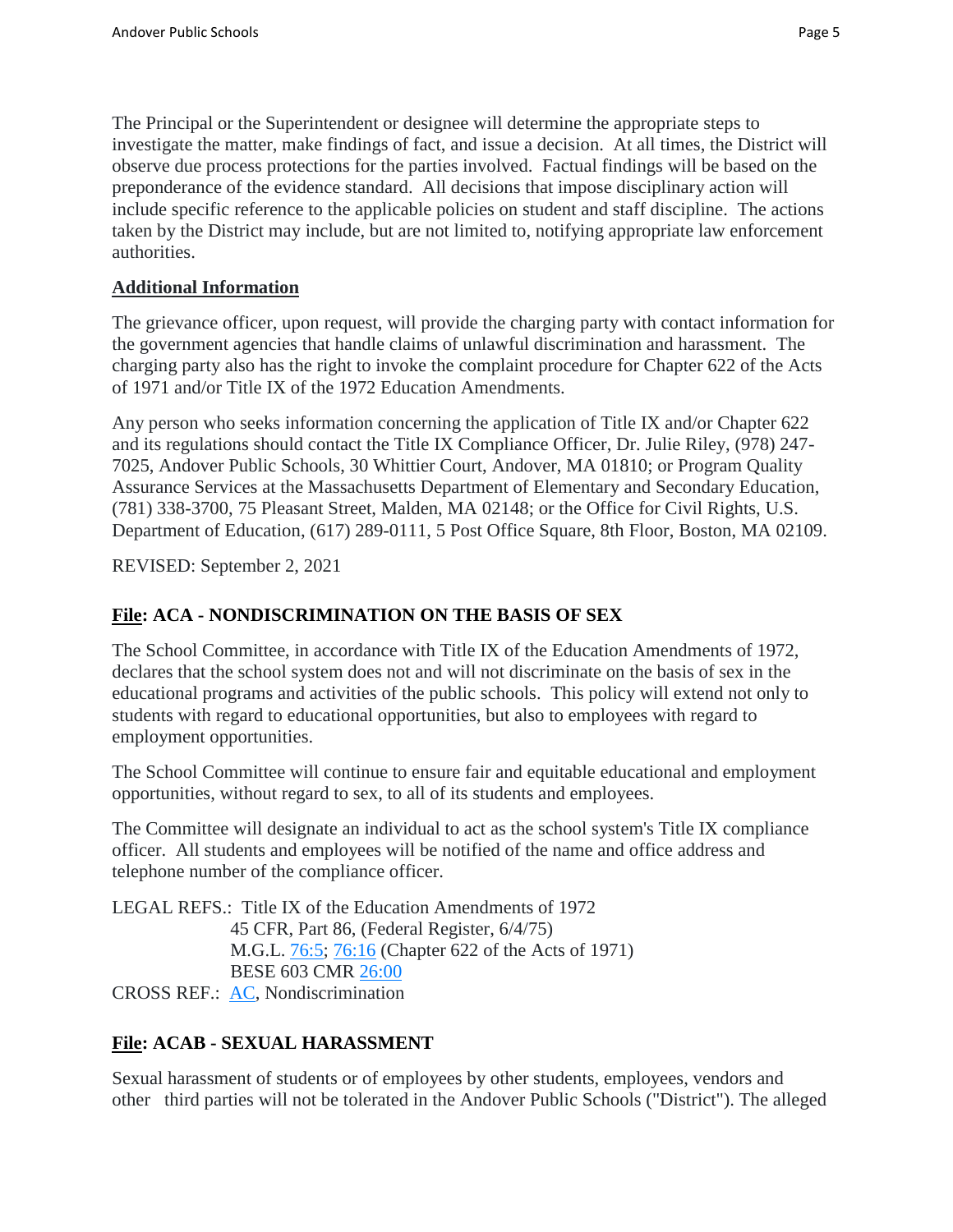The Principal or the Superintendent or designee will determine the appropriate steps to investigate the matter, make findings of fact, and issue a decision. At all times, the District will observe due process protections for the parties involved. Factual findings will be based on the preponderance of the evidence standard. All decisions that impose disciplinary action will include specific reference to the applicable policies on student and staff discipline. The actions taken by the District may include, but are not limited to, notifying appropriate law enforcement authorities.

**Additional Information**

The grievance officer, upon request, will provide the charging party with contact information for the government agencies that handle claims of unlawful discrimination and harassment. The charging party also has the right to invoke the complaint procedure for Chapter 622 of the Acts of 1971 and/or Title IX of the 1972 Education Amendments.

Any person who seeks information concerning the application of Title IX and/or Chapter 622 and its regulations should contact the Title IX Compliance Officer, Dr. Julie Riley, (978) 247-7025, Andover Public Schools, 30 Whittier Court, Andover, MA 01810; or Program Quality Assurance Services at the Massachusetts Department of Elementary and Secondary Education, (781) 338-3700, 75 Pleasant Street, Malden, MA 02148; or the Office for Civil Rights, U.S. Department of Education, (617) 289-0111, 5 Post Office Square, 8th Floor, Boston, MA 02109.

REVISED: September 2, 2021

## File: ACA - NONDISCRIMINATION ON THE BASIS OF SEX

The School Committee, in accordance with Title IX of the Education Amendments of 1972, declares that the school system does not and will not discriminate on the basis of sex in the educational programs and activities of the public schools. This policy will extend not only to students with regard to educational opportunities, but also to employees with regard to employment opportunities.

The School Committee will continue to ensure fair and equitable educational and employment opportunities, without regard to sex, to all of its students and employees.

The Committee will designate an individual to act as the school system's Title IX compliance officer. All students and employees will be notified of the name and office address and telephone number of the compliance officer.

LEGAL REFS.: Title IX of the Education Amendments of 1972
45 CFR, Part 86, (Federal Register, 6/4/75)
M.G.L. 76:5; 76:16 (Chapter 622 of the Acts of 1971)
BESE 603 CMR 26:00
CROSS REF.: AC, Nondiscrimination

## File: ACAB - SEXUAL HARASSMENT

Sexual harassment of students or of employees by other students, employees, vendors and other third parties will not be tolerated in the Andover Public Schools ("District"). The alleged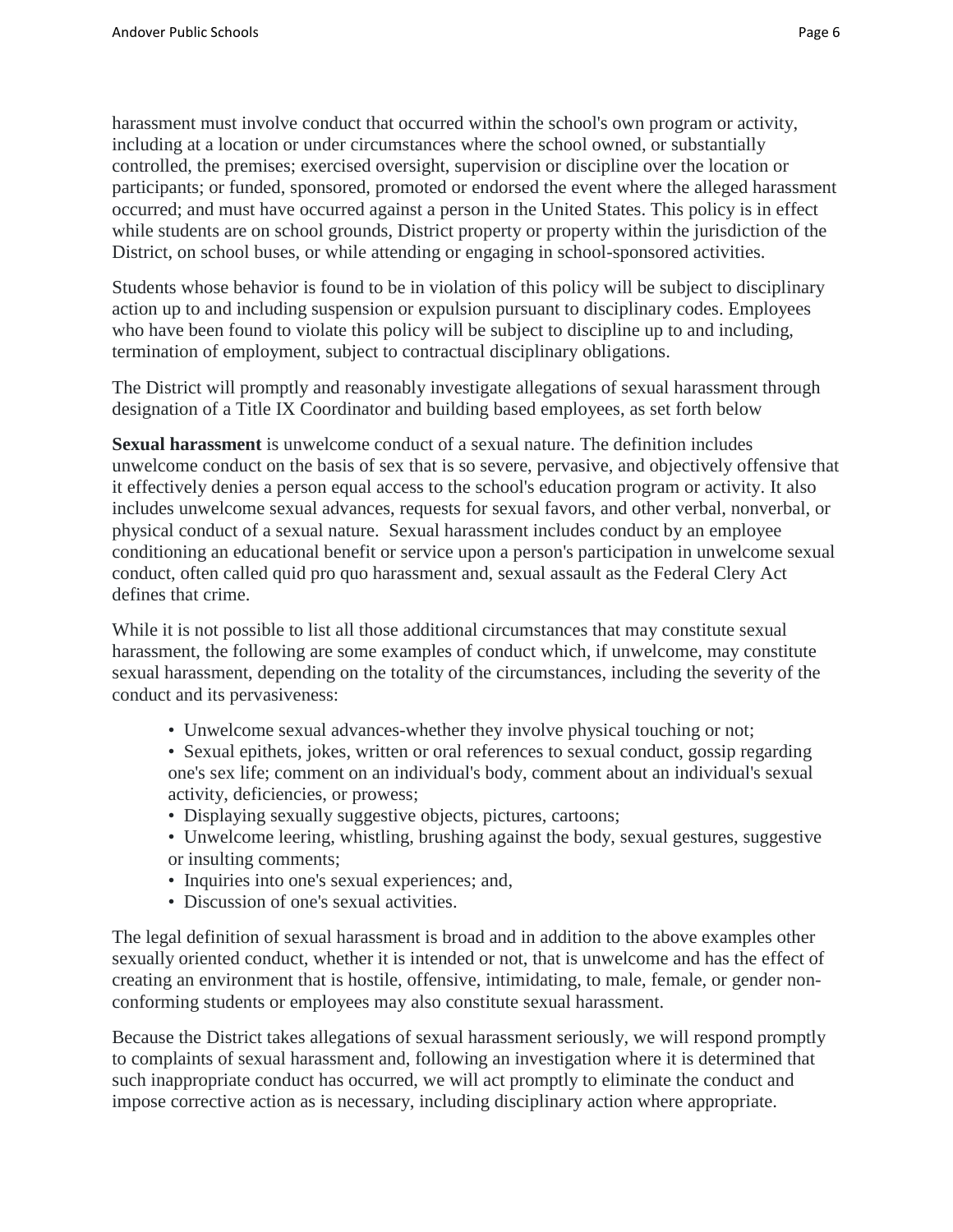harassment must involve conduct that occurred within the school's own program or activity, including at a location or under circumstances where the school owned, or substantially controlled, the premises; exercised oversight, supervision or discipline over the location or participants; or funded, sponsored, promoted or endorsed the event where the alleged harassment occurred; and must have occurred against a person in the United States. This policy is in effect while students are on school grounds, District property or property within the jurisdiction of the District, on school buses, or while attending or engaging in school-sponsored activities.

Students whose behavior is found to be in violation of this policy will be subject to disciplinary action up to and including suspension or expulsion pursuant to disciplinary codes. Employees who have been found to violate this policy will be subject to discipline up to and including, termination of employment, subject to contractual disciplinary obligations.

The District will promptly and reasonably investigate allegations of sexual harassment through designation of a Title IX Coordinator and building based employees, as set forth below

**Sexual harassment** is unwelcome conduct of a sexual nature. The definition includes unwelcome conduct on the basis of sex that is so severe, pervasive, and objectively offensive that it effectively denies a person equal access to the school's education program or activity. It also includes unwelcome sexual advances, requests for sexual favors, and other verbal, nonverbal, or physical conduct of a sexual nature. Sexual harassment includes conduct by an employee conditioning an educational benefit or service upon a person's participation in unwelcome sexual conduct, often called quid pro quo harassment and, sexual assault as the Federal Clery Act defines that crime.

While it is not possible to list all those additional circumstances that may constitute sexual harassment, the following are some examples of conduct which, if unwelcome, may constitute sexual harassment, depending on the totality of the circumstances, including the severity of the conduct and its pervasiveness:

- Unwelcome sexual advances-whether they involve physical touching or not;
- Sexual epithets, jokes, written or oral references to sexual conduct, gossip regarding one's sex life; comment on an individual's body, comment about an individual's sexual activity, deficiencies, or prowess;
- Displaying sexually suggestive objects, pictures, cartoons;
- Unwelcome leering, whistling, brushing against the body, sexual gestures, suggestive or insulting comments;
- Inquiries into one's sexual experiences; and,
- Discussion of one's sexual activities.

The legal definition of sexual harassment is broad and in addition to the above examples other sexually oriented conduct, whether it is intended or not, that is unwelcome and has the effect of creating an environment that is hostile, offensive, intimidating, to male, female, or gender non-conforming students or employees may also constitute sexual harassment.

Because the District takes allegations of sexual harassment seriously, we will respond promptly to complaints of sexual harassment and, following an investigation where it is determined that such inappropriate conduct has occurred, we will act promptly to eliminate the conduct and impose corrective action as is necessary, including disciplinary action where appropriate.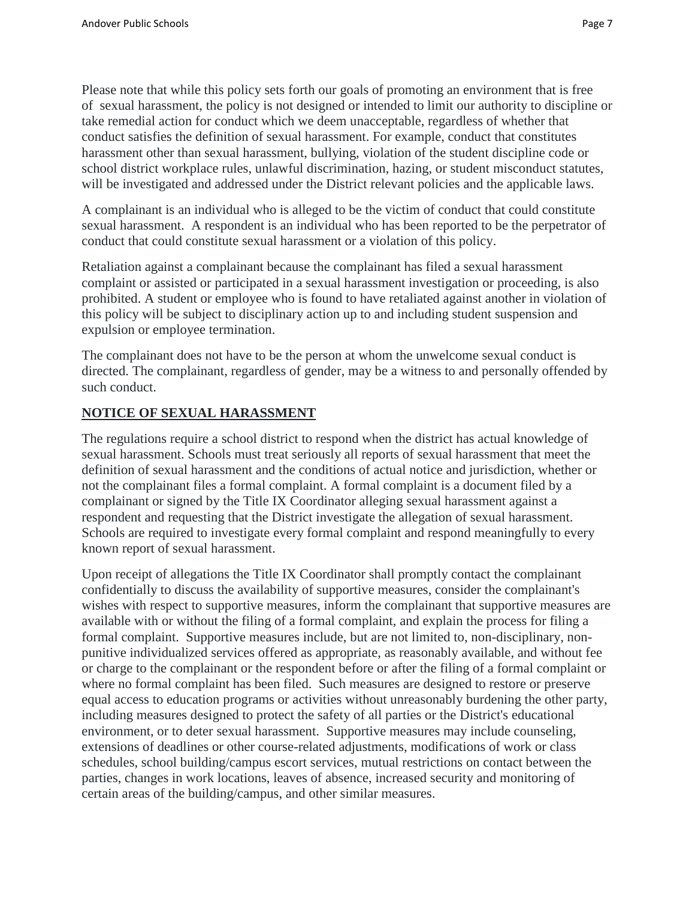Please note that while this policy sets forth our goals of promoting an environment that is free of sexual harassment, the policy is not designed or intended to limit our authority to discipline or take remedial action for conduct which we deem unacceptable, regardless of whether that conduct satisfies the definition of sexual harassment. For example, conduct that constitutes harassment other than sexual harassment, bullying, violation of the student discipline code or school district workplace rules, unlawful discrimination, hazing, or student misconduct statutes, will be investigated and addressed under the District relevant policies and the applicable laws.

A complainant is an individual who is alleged to be the victim of conduct that could constitute sexual harassment. A respondent is an individual who has been reported to be the perpetrator of conduct that could constitute sexual harassment or a violation of this policy.

Retaliation against a complainant because the complainant has filed a sexual harassment complaint or assisted or participated in a sexual harassment investigation or proceeding, is also prohibited. A student or employee who is found to have retaliated against another in violation of this policy will be subject to disciplinary action up to and including student suspension and expulsion or employee termination.

The complainant does not have to be the person at whom the unwelcome sexual conduct is directed. The complainant, regardless of gender, may be a witness to and personally offended by such conduct.

## NOTICE OF SEXUAL HARASSMENT

The regulations require a school district to respond when the district has actual knowledge of sexual harassment. Schools must treat seriously all reports of sexual harassment that meet the definition of sexual harassment and the conditions of actual notice and jurisdiction, whether or not the complainant files a formal complaint. A formal complaint is a document filed by a complainant or signed by the Title IX Coordinator alleging sexual harassment against a respondent and requesting that the District investigate the allegation of sexual harassment. Schools are required to investigate every formal complaint and respond meaningfully to every known report of sexual harassment.

Upon receipt of allegations the Title IX Coordinator shall promptly contact the complainant confidentially to discuss the availability of supportive measures, consider the complainant's wishes with respect to supportive measures, inform the complainant that supportive measures are available with or without the filing of a formal complaint, and explain the process for filing a formal complaint. Supportive measures include, but are not limited to, non-disciplinary, non-punitive individualized services offered as appropriate, as reasonably available, and without fee or charge to the complainant or the respondent before or after the filing of a formal complaint or where no formal complaint has been filed. Such measures are designed to restore or preserve equal access to education programs or activities without unreasonably burdening the other party, including measures designed to protect the safety of all parties or the District's educational environment, or to deter sexual harassment. Supportive measures may include counseling, extensions of deadlines or other course-related adjustments, modifications of work or class schedules, school building/campus escort services, mutual restrictions on contact between the parties, changes in work locations, leaves of absence, increased security and monitoring of certain areas of the building/campus, and other similar measures.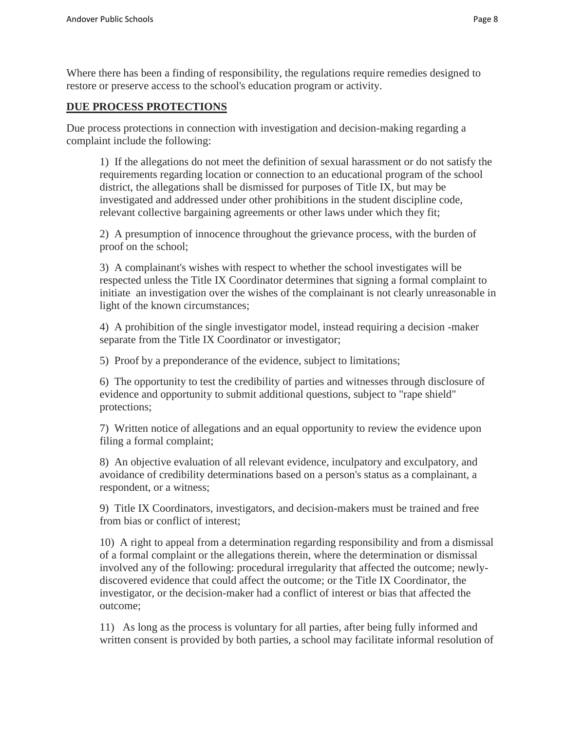Where there has been a finding of responsibility, the regulations require remedies designed to restore or preserve access to the school's education program or activity.

## DUE PROCESS PROTECTIONS

Due process protections in connection with investigation and decision-making regarding a complaint include the following:

1) If the allegations do not meet the definition of sexual harassment or do not satisfy the requirements regarding location or connection to an educational program of the school district, the allegations shall be dismissed for purposes of Title IX, but may be investigated and addressed under other prohibitions in the student discipline code, relevant collective bargaining agreements or other laws under which they fit;

2) A presumption of innocence throughout the grievance process, with the burden of proof on the school;

3) A complainant's wishes with respect to whether the school investigates will be respected unless the Title IX Coordinator determines that signing a formal complaint to initiate an investigation over the wishes of the complainant is not clearly unreasonable in light of the known circumstances;

4) A prohibition of the single investigator model, instead requiring a decision -maker separate from the Title IX Coordinator or investigator;

5) Proof by a preponderance of the evidence, subject to limitations;

6) The opportunity to test the credibility of parties and witnesses through disclosure of evidence and opportunity to submit additional questions, subject to "rape shield" protections;

7) Written notice of allegations and an equal opportunity to review the evidence upon filing a formal complaint;

8) An objective evaluation of all relevant evidence, inculpatory and exculpatory, and avoidance of credibility determinations based on a person's status as a complainant, a respondent, or a witness;

9) Title IX Coordinators, investigators, and decision-makers must be trained and free from bias or conflict of interest;

10) A right to appeal from a determination regarding responsibility and from a dismissal of a formal complaint or the allegations therein, where the determination or dismissal involved any of the following: procedural irregularity that affected the outcome; newly-discovered evidence that could affect the outcome; or the Title IX Coordinator, the investigator, or the decision-maker had a conflict of interest or bias that affected the outcome;

11) As long as the process is voluntary for all parties, after being fully informed and written consent is provided by both parties, a school may facilitate informal resolution of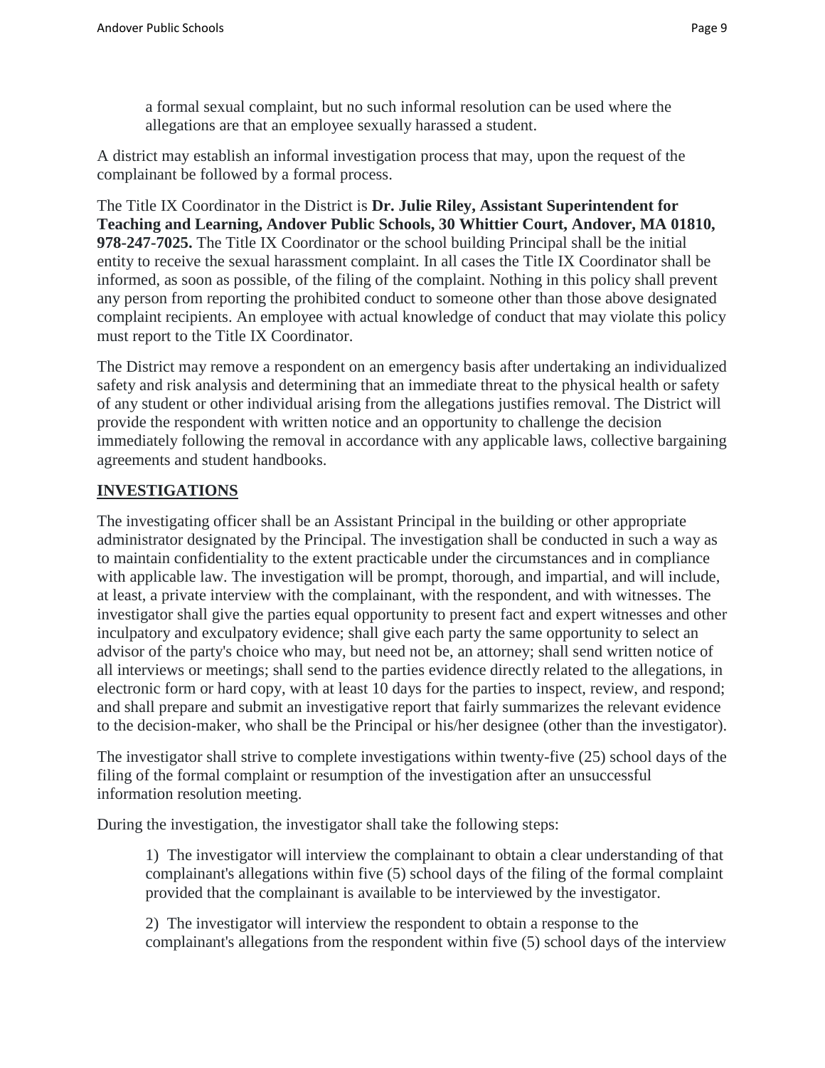a formal sexual complaint, but no such informal resolution can be used where the allegations are that an employee sexually harassed a student.

A district may establish an informal investigation process that may, upon the request of the complainant be followed by a formal process.

The Title IX Coordinator in the District is **Dr. Julie Riley, Assistant Superintendent for Teaching and Learning, Andover Public Schools, 30 Whittier Court, Andover, MA 01810, 978-247-7025.** The Title IX Coordinator or the school building Principal shall be the initial entity to receive the sexual harassment complaint. In all cases the Title IX Coordinator shall be informed, as soon as possible, of the filing of the complaint. Nothing in this policy shall prevent any person from reporting the prohibited conduct to someone other than those above designated complaint recipients. An employee with actual knowledge of conduct that may violate this policy must report to the Title IX Coordinator.

The District may remove a respondent on an emergency basis after undertaking an individualized safety and risk analysis and determining that an immediate threat to the physical health or safety of any student or other individual arising from the allegations justifies removal. The District will provide the respondent with written notice and an opportunity to challenge the decision immediately following the removal in accordance with any applicable laws, collective bargaining agreements and student handbooks.

## INVESTIGATIONS

The investigating officer shall be an Assistant Principal in the building or other appropriate administrator designated by the Principal. The investigation shall be conducted in such a way as to maintain confidentiality to the extent practicable under the circumstances and in compliance with applicable law. The investigation will be prompt, thorough, and impartial, and will include, at least, a private interview with the complainant, with the respondent, and with witnesses. The investigator shall give the parties equal opportunity to present fact and expert witnesses and other inculpatory and exculpatory evidence; shall give each party the same opportunity to select an advisor of the party's choice who may, but need not be, an attorney; shall send written notice of all interviews or meetings; shall send to the parties evidence directly related to the allegations, in electronic form or hard copy, with at least 10 days for the parties to inspect, review, and respond; and shall prepare and submit an investigative report that fairly summarizes the relevant evidence to the decision-maker, who shall be the Principal or his/her designee (other than the investigator).

The investigator shall strive to complete investigations within twenty-five (25) school days of the filing of the formal complaint or resumption of the investigation after an unsuccessful information resolution meeting.

During the investigation, the investigator shall take the following steps:

1) The investigator will interview the complainant to obtain a clear understanding of that complainant's allegations within five (5) school days of the filing of the formal complaint provided that the complainant is available to be interviewed by the investigator.

2) The investigator will interview the respondent to obtain a response to the complainant's allegations from the respondent within five (5) school days of the interview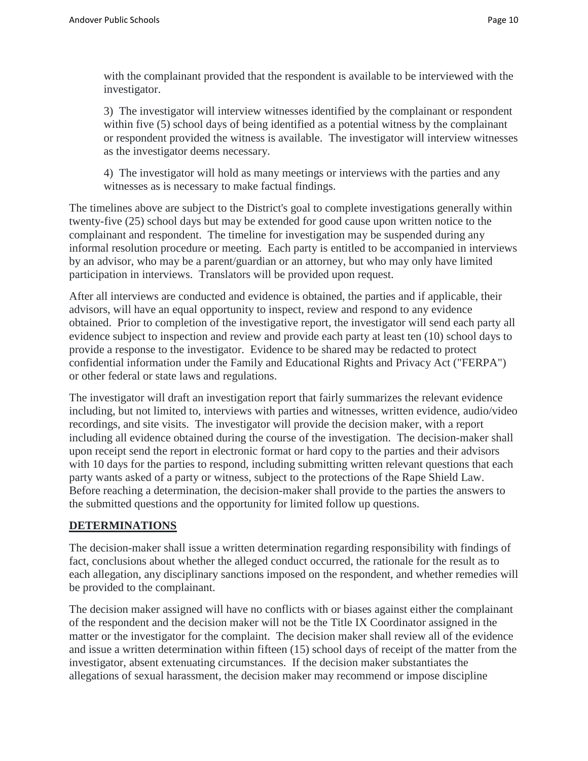with the complainant provided that the respondent is available to be interviewed with the investigator.

3) The investigator will interview witnesses identified by the complainant or respondent within five (5) school days of being identified as a potential witness by the complainant or respondent provided the witness is available. The investigator will interview witnesses as the investigator deems necessary.

4) The investigator will hold as many meetings or interviews with the parties and any witnesses as is necessary to make factual findings.

The timelines above are subject to the District's goal to complete investigations generally within twenty-five (25) school days but may be extended for good cause upon written notice to the complainant and respondent. The timeline for investigation may be suspended during any informal resolution procedure or meeting. Each party is entitled to be accompanied in interviews by an advisor, who may be a parent/guardian or an attorney, but who may only have limited participation in interviews. Translators will be provided upon request.

After all interviews are conducted and evidence is obtained, the parties and if applicable, their advisors, will have an equal opportunity to inspect, review and respond to any evidence obtained. Prior to completion of the investigative report, the investigator will send each party all evidence subject to inspection and review and provide each party at least ten (10) school days to provide a response to the investigator. Evidence to be shared may be redacted to protect confidential information under the Family and Educational Rights and Privacy Act ("FERPA") or other federal or state laws and regulations.

The investigator will draft an investigation report that fairly summarizes the relevant evidence including, but not limited to, interviews with parties and witnesses, written evidence, audio/video recordings, and site visits. The investigator will provide the decision maker, with a report including all evidence obtained during the course of the investigation. The decision-maker shall upon receipt send the report in electronic format or hard copy to the parties and their advisors with 10 days for the parties to respond, including submitting written relevant questions that each party wants asked of a party or witness, subject to the protections of the Rape Shield Law. Before reaching a determination, the decision-maker shall provide to the parties the answers to the submitted questions and the opportunity for limited follow up questions.

## DETERMINATIONS

The decision-maker shall issue a written determination regarding responsibility with findings of fact, conclusions about whether the alleged conduct occurred, the rationale for the result as to each allegation, any disciplinary sanctions imposed on the respondent, and whether remedies will be provided to the complainant.

The decision maker assigned will have no conflicts with or biases against either the complainant of the respondent and the decision maker will not be the Title IX Coordinator assigned in the matter or the investigator for the complaint. The decision maker shall review all of the evidence and issue a written determination within fifteen (15) school days of receipt of the matter from the investigator, absent extenuating circumstances. If the decision maker substantiates the allegations of sexual harassment, the decision maker may recommend or impose discipline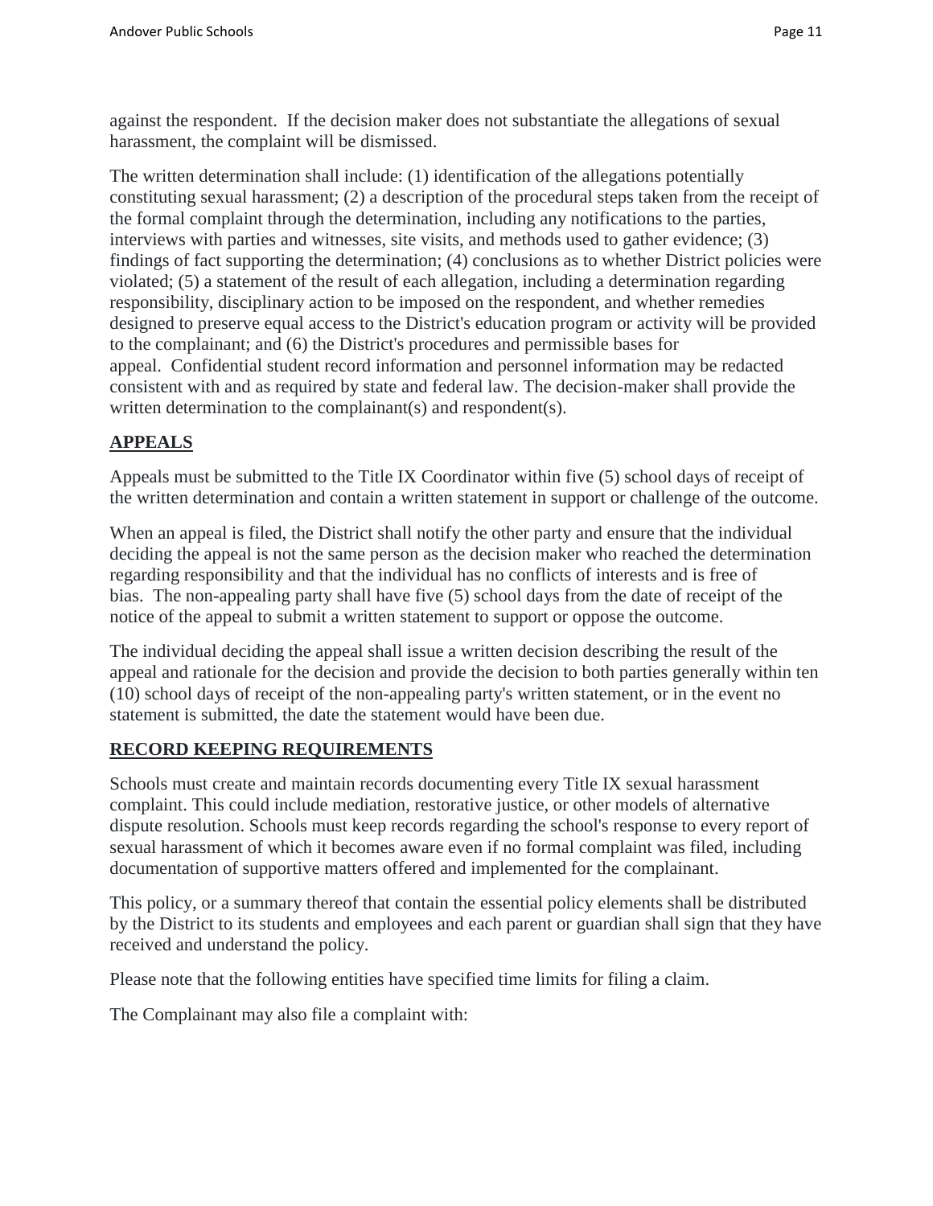against the respondent. If the decision maker does not substantiate the allegations of sexual harassment, the complaint will be dismissed.

The written determination shall include: (1) identification of the allegations potentially constituting sexual harassment; (2) a description of the procedural steps taken from the receipt of the formal complaint through the determination, including any notifications to the parties, interviews with parties and witnesses, site visits, and methods used to gather evidence; (3) findings of fact supporting the determination; (4) conclusions as to whether District policies were violated; (5) a statement of the result of each allegation, including a determination regarding responsibility, disciplinary action to be imposed on the respondent, and whether remedies designed to preserve equal access to the District's education program or activity will be provided to the complainant; and (6) the District's procedures and permissible bases for appeal. Confidential student record information and personnel information may be redacted consistent with and as required by state and federal law. The decision-maker shall provide the written determination to the complainant(s) and respondent(s).

## APPEALS

Appeals must be submitted to the Title IX Coordinator within five (5) school days of receipt of the written determination and contain a written statement in support or challenge of the outcome.

When an appeal is filed, the District shall notify the other party and ensure that the individual deciding the appeal is not the same person as the decision maker who reached the determination regarding responsibility and that the individual has no conflicts of interests and is free of bias. The non-appealing party shall have five (5) school days from the date of receipt of the notice of the appeal to submit a written statement to support or oppose the outcome.

The individual deciding the appeal shall issue a written decision describing the result of the appeal and rationale for the decision and provide the decision to both parties generally within ten (10) school days of receipt of the non-appealing party's written statement, or in the event no statement is submitted, the date the statement would have been due.

## RECORD KEEPING REQUIREMENTS

Schools must create and maintain records documenting every Title IX sexual harassment complaint. This could include mediation, restorative justice, or other models of alternative dispute resolution. Schools must keep records regarding the school's response to every report of sexual harassment of which it becomes aware even if no formal complaint was filed, including documentation of supportive matters offered and implemented for the complainant.

This policy, or a summary thereof that contain the essential policy elements shall be distributed by the District to its students and employees and each parent or guardian shall sign that they have received and understand the policy.

Please note that the following entities have specified time limits for filing a claim.

The Complainant may also file a complaint with: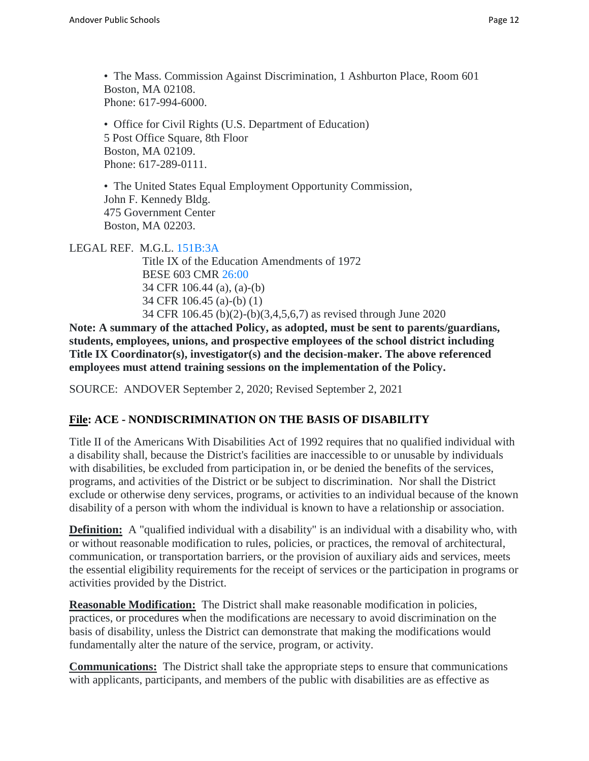- The Mass. Commission Against Discrimination, 1 Ashburton Place, Room 601  
  Boston, MA 02108.  
  Phone: 617-994-6000.

- Office for Civil Rights (U.S. Department of Education)  
  5 Post Office Square, 8th Floor  
  Boston, MA 02109.  
  Phone: 617-289-0111.

- The United States Equal Employment Opportunity Commission,  
  John F. Kennedy Bldg.  
  475 Government Center  
  Boston, MA 02203.

LEGAL REF. M.G.L. 151B:3A  
Title IX of the Education Amendments of 1972  
BESE 603 CMR 26:00  
34 CFR 106.44 (a), (a)-(b)  
34 CFR 106.45 (a)-(b) (1)  
34 CFR 106.45 (b)(2)-(b)(3,4,5,6,7) as revised through June 2020

**Note: A summary of the attached Policy, as adopted, must be sent to parents/guardians, students, employees, unions, and prospective employees of the school district including Title IX Coordinator(s), investigator(s) and the decision-maker. The above referenced employees must attend training sessions on the implementation of the Policy.**

SOURCE: ANDOVER September 2, 2020; Revised September 2, 2021

## File: ACE - NONDISCRIMINATION ON THE BASIS OF DISABILITY

Title II of the Americans With Disabilities Act of 1992 requires that no qualified individual with a disability shall, because the District's facilities are inaccessible to or unusable by individuals with disabilities, be excluded from participation in, or be denied the benefits of the services, programs, and activities of the District or be subject to discrimination. Nor shall the District exclude or otherwise deny services, programs, or activities to an individual because of the known disability of a person with whom the individual is known to have a relationship or association.

**Definition:** A "qualified individual with a disability" is an individual with a disability who, with or without reasonable modification to rules, policies, or practices, the removal of architectural, communication, or transportation barriers, or the provision of auxiliary aids and services, meets the essential eligibility requirements for the receipt of services or the participation in programs or activities provided by the District.

**Reasonable Modification:** The District shall make reasonable modification in policies, practices, or procedures when the modifications are necessary to avoid discrimination on the basis of disability, unless the District can demonstrate that making the modifications would fundamentally alter the nature of the service, program, or activity.

**Communications:** The District shall take the appropriate steps to ensure that communications with applicants, participants, and members of the public with disabilities are as effective as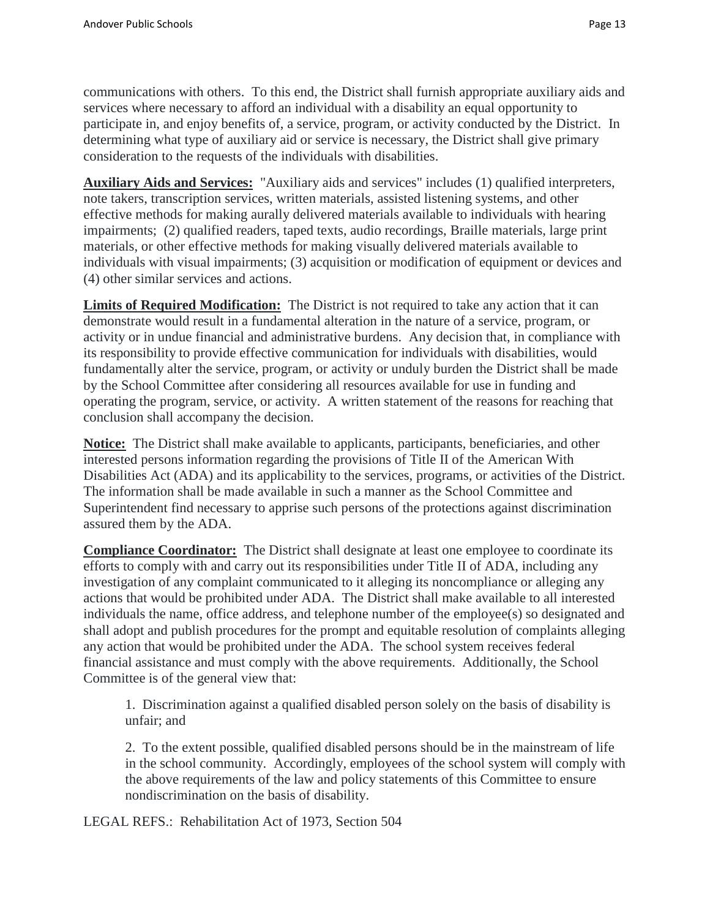communications with others. To this end, the District shall furnish appropriate auxiliary aids and services where necessary to afford an individual with a disability an equal opportunity to participate in, and enjoy benefits of, a service, program, or activity conducted by the District. In determining what type of auxiliary aid or service is necessary, the District shall give primary consideration to the requests of the individuals with disabilities.

**Auxiliary Aids and Services:** "Auxiliary aids and services" includes (1) qualified interpreters, note takers, transcription services, written materials, assisted listening systems, and other effective methods for making aurally delivered materials available to individuals with hearing impairments; (2) qualified readers, taped texts, audio recordings, Braille materials, large print materials, or other effective methods for making visually delivered materials available to individuals with visual impairments; (3) acquisition or modification of equipment or devices and (4) other similar services and actions.

**Limits of Required Modification:** The District is not required to take any action that it can demonstrate would result in a fundamental alteration in the nature of a service, program, or activity or in undue financial and administrative burdens. Any decision that, in compliance with its responsibility to provide effective communication for individuals with disabilities, would fundamentally alter the service, program, or activity or unduly burden the District shall be made by the School Committee after considering all resources available for use in funding and operating the program, service, or activity. A written statement of the reasons for reaching that conclusion shall accompany the decision.

**Notice:** The District shall make available to applicants, participants, beneficiaries, and other interested persons information regarding the provisions of Title II of the American With Disabilities Act (ADA) and its applicability to the services, programs, or activities of the District. The information shall be made available in such a manner as the School Committee and Superintendent find necessary to apprise such persons of the protections against discrimination assured them by the ADA.

**Compliance Coordinator:** The District shall designate at least one employee to coordinate its efforts to comply with and carry out its responsibilities under Title II of ADA, including any investigation of any complaint communicated to it alleging its noncompliance or alleging any actions that would be prohibited under ADA. The District shall make available to all interested individuals the name, office address, and telephone number of the employee(s) so designated and shall adopt and publish procedures for the prompt and equitable resolution of complaints alleging any action that would be prohibited under the ADA. The school system receives federal financial assistance and must comply with the above requirements. Additionally, the School Committee is of the general view that:

1. Discrimination against a qualified disabled person solely on the basis of disability is unfair; and

2. To the extent possible, qualified disabled persons should be in the mainstream of life in the school community. Accordingly, employees of the school system will comply with the above requirements of the law and policy statements of this Committee to ensure nondiscrimination on the basis of disability.

LEGAL REFS.: Rehabilitation Act of 1973, Section 504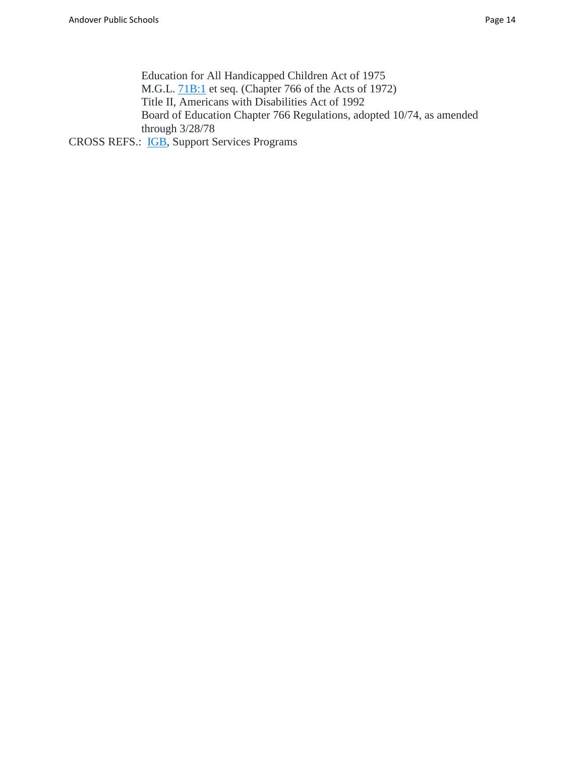Education for All Handicapped Children Act of 1975
M.G.L. 71B:1 et seq. (Chapter 766 of the Acts of 1972)
Title II, Americans with Disabilities Act of 1992
Board of Education Chapter 766 Regulations, adopted 10/74, as amended through 3/28/78

CROSS REFS.: IGB, Support Services Programs